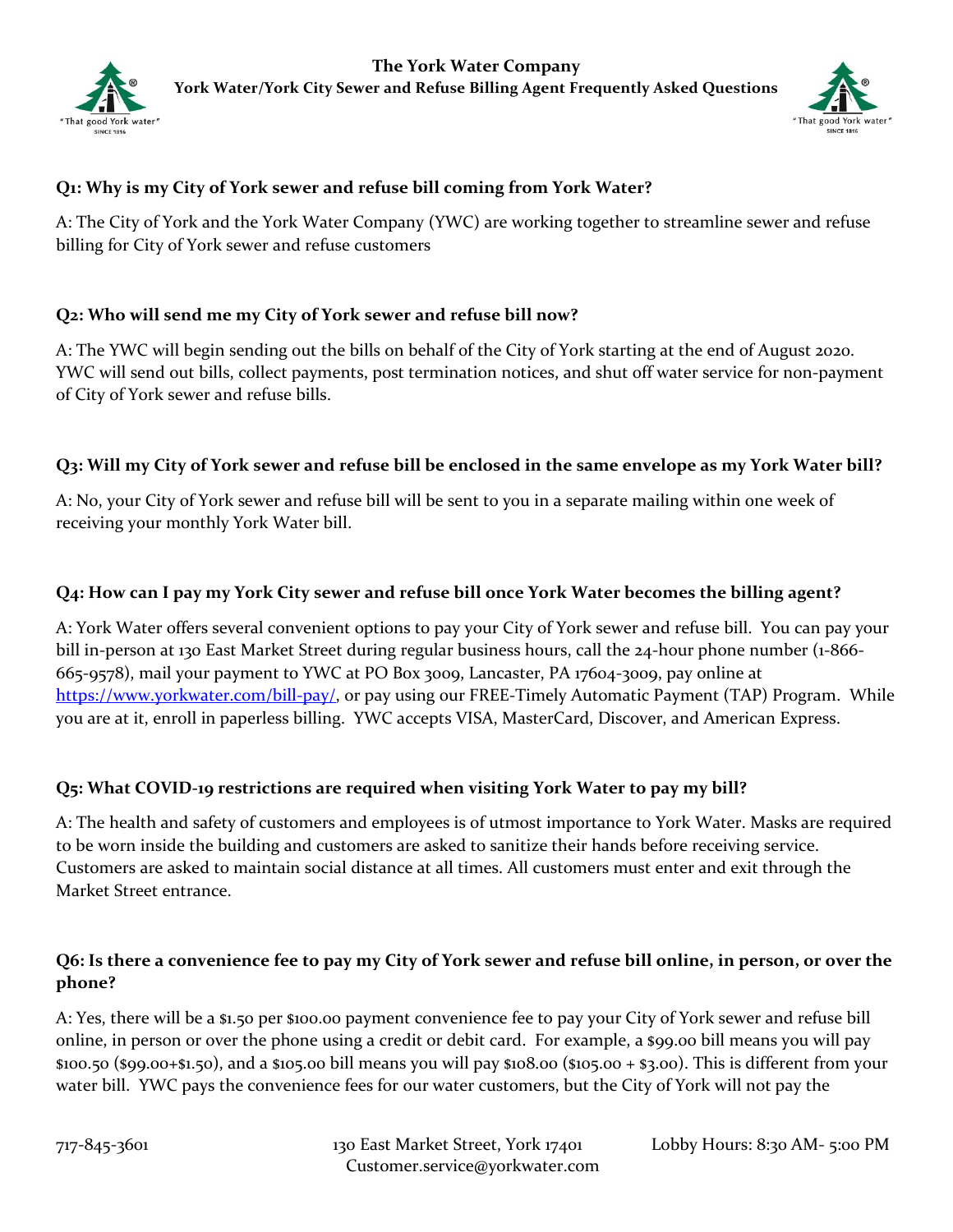# The York Water Company

## York Water/York City Sewer and Refuse Billing Agent Frequently Asked Questions

**Q1: Why is my City of York sewer and refuse bill coming from York Water?**

A: The City of York and the York Water Company (YWC) are working together to streamline sewer and refuse billing for City of York sewer and refuse customers

**Q2: Who will send me my City of York sewer and refuse bill now?**

A: The YWC will begin sending out the bills on behalf of the City of York starting at the end of August 2020. YWC will send out bills, collect payments, post termination notices, and shut off water service for non-payment of City of York sewer and refuse bills.

**Q3: Will my City of York sewer and refuse bill be enclosed in the same envelope as my York Water bill?**

A: No, your City of York sewer and refuse bill will be sent to you in a separate mailing within one week of receiving your monthly York Water bill.

**Q4: How can I pay my York City sewer and refuse bill once York Water becomes the billing agent?**

A: York Water offers several convenient options to pay your City of York sewer and refuse bill. You can pay your bill in-person at 130 East Market Street during regular business hours, call the 24-hour phone number (1-866-665-9578), mail your payment to YWC at PO Box 3009, Lancaster, PA 17604-3009, pay online at [https://www.yorkwater.com/bill-pay/](https://www.yorkwater.com/bill-pay/), or pay using our FREE-Timely Automatic Payment (TAP) Program. While you are at it, enroll in paperless billing. YWC accepts VISA, MasterCard, Discover, and American Express.

**Q5: What COVID-19 restrictions are required when visiting York Water to pay my bill?**

A: The health and safety of customers and employees is of utmost importance to York Water. Masks are required to be worn inside the building and customers are asked to sanitize their hands before receiving service. Customers are asked to maintain social distance at all times. All customers must enter and exit through the Market Street entrance.

**Q6: Is there a convenience fee to pay my City of York sewer and refuse bill online, in person, or over the phone?**

A: Yes, there will be a $1.50 per $100.00 payment convenience fee to pay your City of York sewer and refuse bill online, in person or over the phone using a credit or debit card. For example, a $99.00 bill means you will pay $100.50 ($99.00+$1.50), and a $105.00 bill means you will pay $108.00 ($105.00 + $3.00). This is different from your water bill. YWC pays the convenience fees for our water customers, but the City of York will not pay the

717-845-3601 130 East Market Street, York 17401 Customer.service@yorkwater.com Lobby Hours: 8:30 AM- 5:00 PM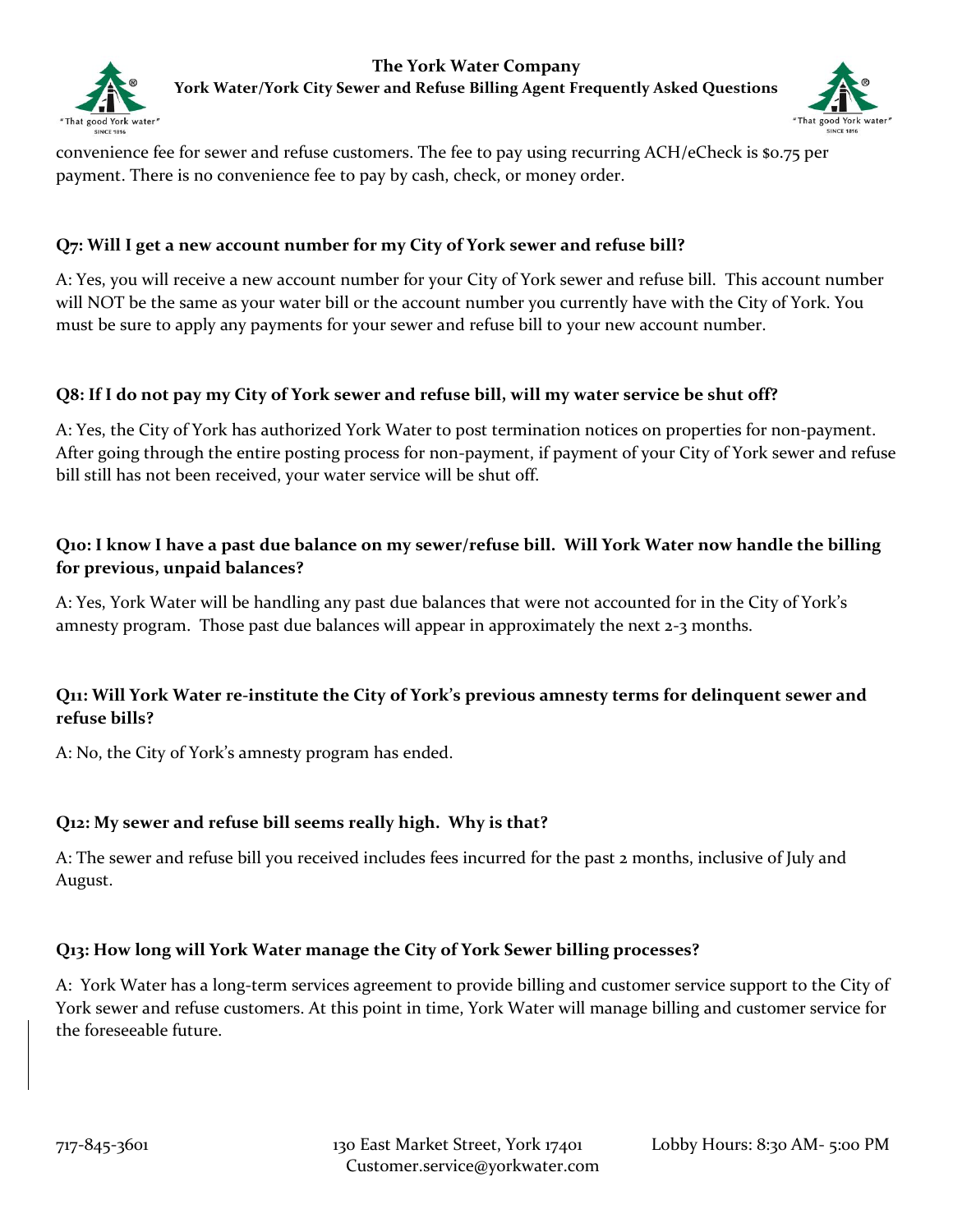convenience fee for sewer and refuse customers. The fee to pay using recurring ACH/eCheck is $0.75 per payment. There is no convenience fee to pay by cash, check, or money order.

**Q7: Will I get a new account number for my City of York sewer and refuse bill?**

A: Yes, you will receive a new account number for your City of York sewer and refuse bill. This account number will NOT be the same as your water bill or the account number you currently have with the City of York. You must be sure to apply any payments for your sewer and refuse bill to your new account number.

**Q8: If I do not pay my City of York sewer and refuse bill, will my water service be shut off?**

A: Yes, the City of York has authorized York Water to post termination notices on properties for non-payment. After going through the entire posting process for non-payment, if payment of your City of York sewer and refuse bill still has not been received, your water service will be shut off.

**Q10: I know I have a past due balance on my sewer/refuse bill. Will York Water now handle the billing for previous, unpaid balances?**

A: Yes, York Water will be handling any past due balances that were not accounted for in the City of York's amnesty program. Those past due balances will appear in approximately the next 2-3 months.

**Q11: Will York Water re-institute the City of York's previous amnesty terms for delinquent sewer and refuse bills?**

A: No, the City of York's amnesty program has ended.

**Q12: My sewer and refuse bill seems really high. Why is that?**

A: The sewer and refuse bill you received includes fees incurred for the past 2 months, inclusive of July and August.

**Q13: How long will York Water manage the City of York Sewer billing processes?**

A: York Water has a long-term services agreement to provide billing and customer service support to the City of York sewer and refuse customers. At this point in time, York Water will manage billing and customer service for the foreseeable future.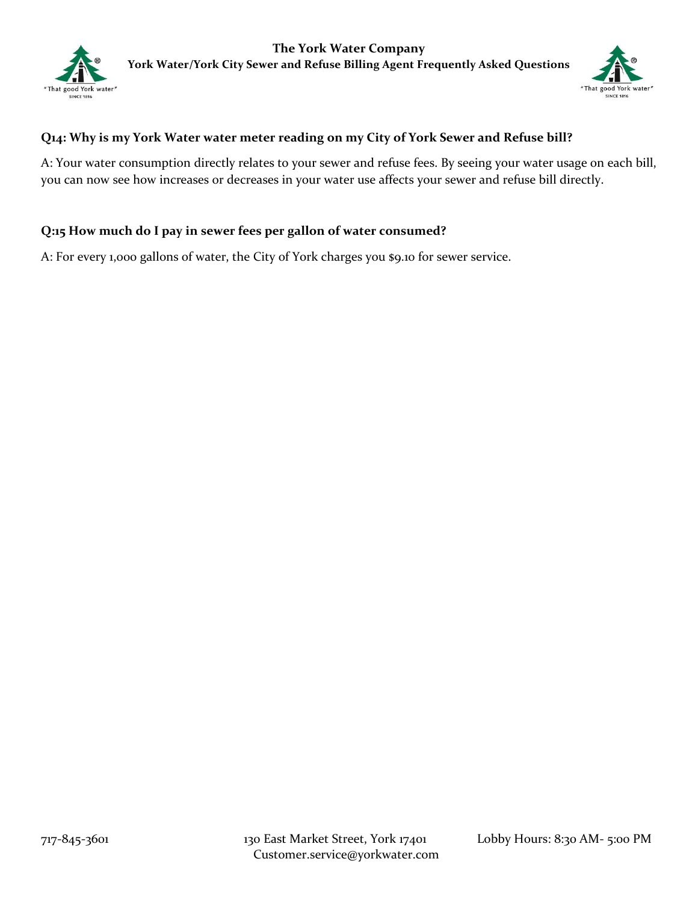**Q14: Why is my York Water water meter reading on my City of York Sewer and Refuse bill?**

A: Your water consumption directly relates to your sewer and refuse fees. By seeing your water usage on each bill, you can now see how increases or decreases in your water use affects your sewer and refuse bill directly.

**Q:15 How much do I pay in sewer fees per gallon of water consumed?**

A: For every 1,000 gallons of water, the City of York charges you $9.10 for sewer service.